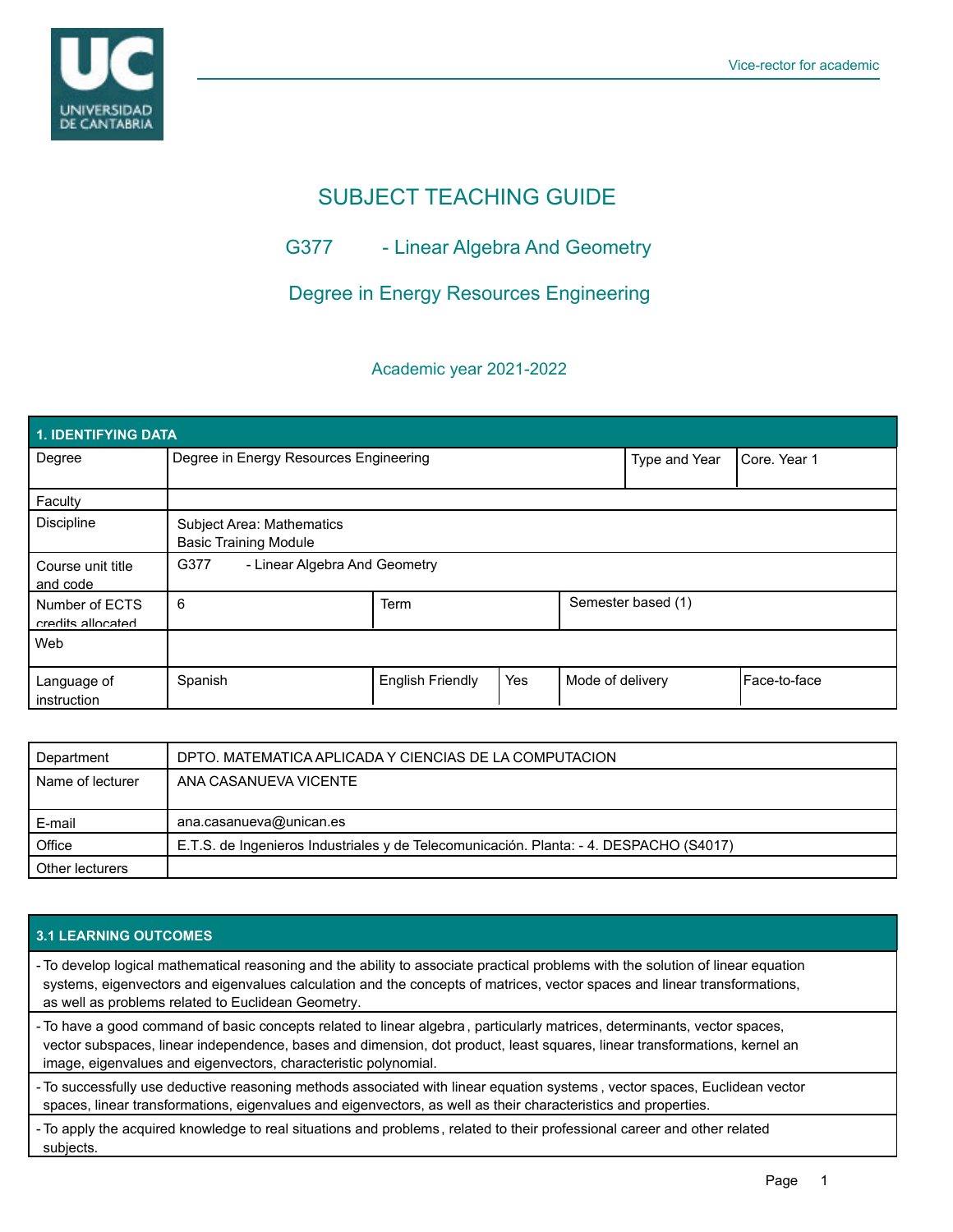Vice-rector for academic

# SUBJECT TEACHING GUIDE

## G377 - Linear Algebra And Geometry

## Degree in Energy Resources Engineering

### Academic year 2021-2022

| 1. IDENTIFYING DATA | | | | |
|---|---|---|---|---|
| Degree | Degree in Energy Resources Engineering | | Type and Year | Core. Year 1 |
| Faculty | | | | |
| Discipline | Subject Area: Mathematics<br>Basic Training Module | | | |
| Course unit title and code | G377 - Linear Algebra And Geometry | | | |
| Number of ECTS credits allocated | 6 | Term | Semester based (1) | |
| Web | | | | |
| Language of instruction | Spanish | English Friendly: Yes | Mode of delivery | Face-to-face |

| | |
|---|---|
| Department | DPTO. MATEMATICA APLICADA Y CIENCIAS DE LA COMPUTACION |
| Name of lecturer | ANA CASANUEVA VICENTE |
| E-mail | ana.casanueva@unican.es |
| Office | E.T.S. de Ingenieros Industriales y de Telecomunicación. Planta: - 4. DESPACHO (S4017) |
| Other lecturers | |

| 3.1 LEARNING OUTCOMES |
|---|
| - To develop logical mathematical reasoning and the ability to associate practical problems with the solution of linear equation systems, eigenvectors and eigenvalues calculation and the concepts of matrices, vector spaces and linear transformations, as well as problems related to Euclidean Geometry. |
| - To have a good command of basic concepts related to linear algebra , particularly matrices, determinants, vector spaces, vector subspaces, linear independence, bases and dimension, dot product, least squares, linear transformations, kernel an image, eigenvalues and eigenvectors, characteristic polynomial. |
| - To successfully use deductive reasoning methods associated with linear equation systems , vector spaces, Euclidean vector spaces, linear transformations, eigenvalues and eigenvectors, as well as their characteristics and properties. |
| - To apply the acquired knowledge to real situations and problems, related to their professional career and other related subjects. |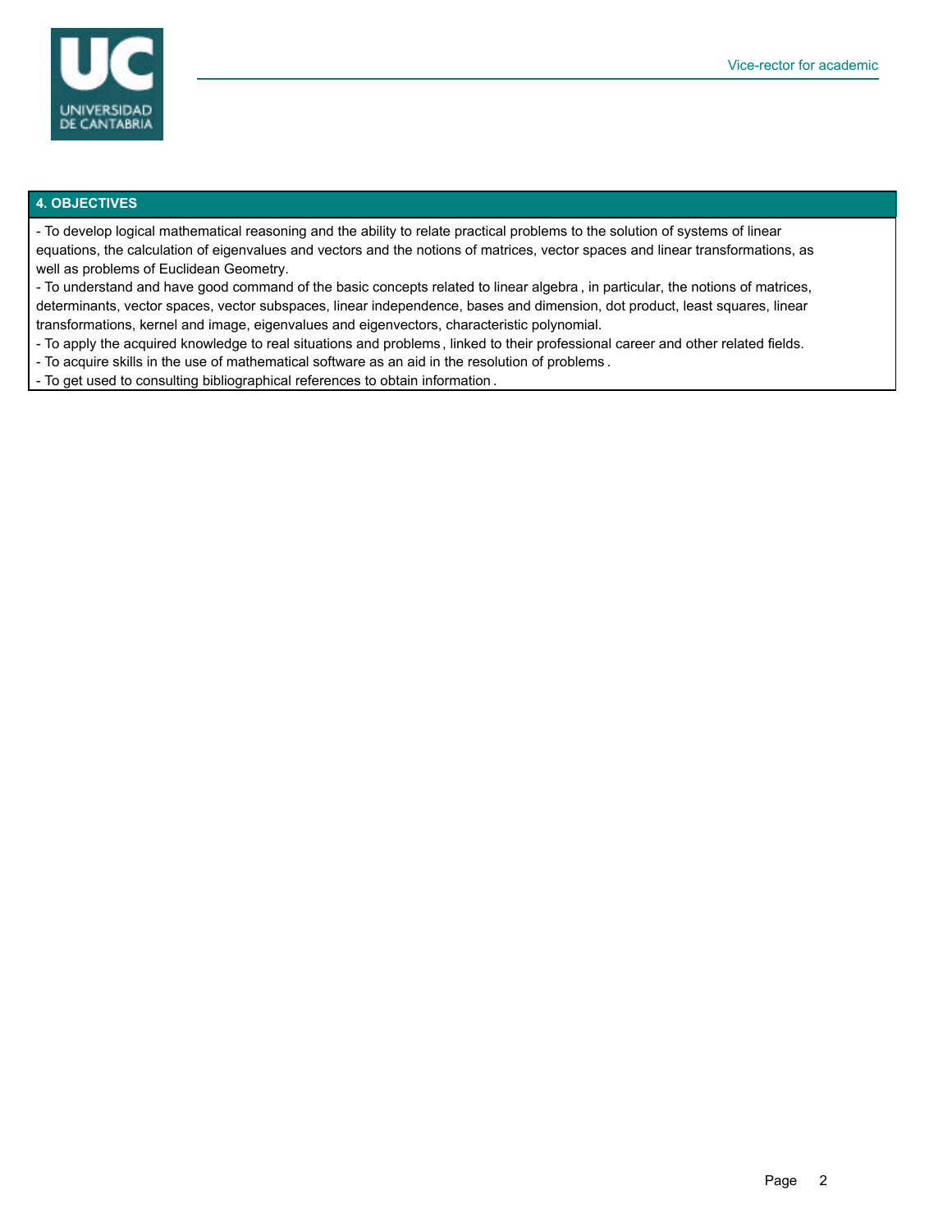## 4. OBJECTIVES

- To develop logical mathematical reasoning and the ability to relate practical problems to the solution of systems of linear equations, the calculation of eigenvalues and vectors and the notions of matrices, vector spaces and linear transformations, as well as problems of Euclidean Geometry.
- To understand and have good command of the basic concepts related to linear algebra , in particular, the notions of matrices, determinants, vector spaces, vector subspaces, linear independence, bases and dimension, dot product, least squares, linear transformations, kernel and image, eigenvalues and eigenvectors, characteristic polynomial.
- To apply the acquired knowledge to real situations and problems , linked to their professional career and other related fields.
- To acquire skills in the use of mathematical software as an aid in the resolution of problems .
- To get used to consulting bibliographical references to obtain information .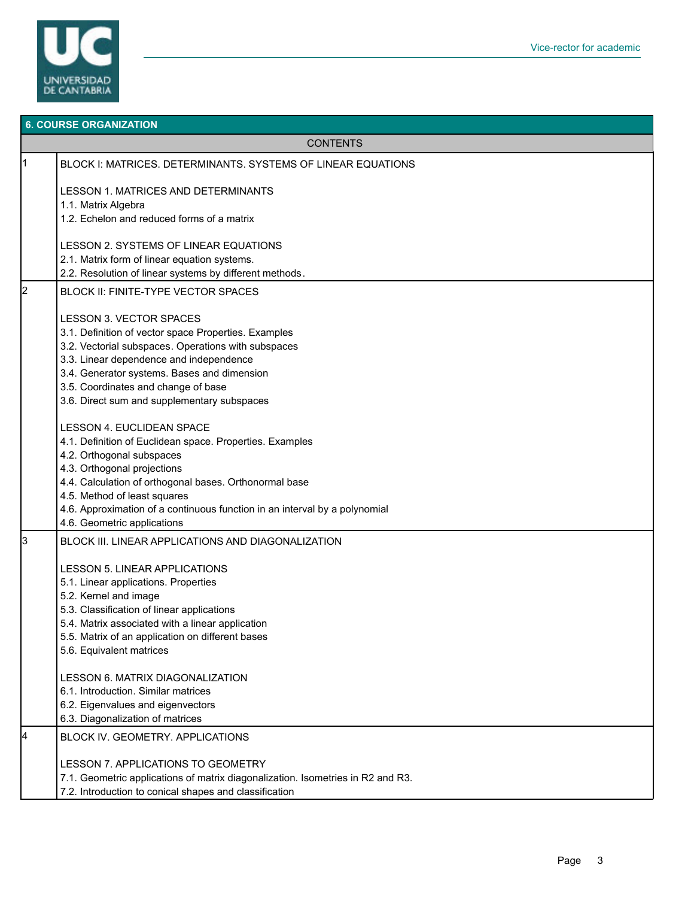## 6. COURSE ORGANIZATION

| | CONTENTS |
|---|---|
| 1 | BLOCK I: MATRICES. DETERMINANTS. SYSTEMS OF LINEAR EQUATIONS<br><br>LESSON 1. MATRICES AND DETERMINANTS<br>1.1. Matrix Algebra<br>1.2. Echelon and reduced forms of a matrix<br><br>LESSON 2. SYSTEMS OF LINEAR EQUATIONS<br>2.1. Matrix form of linear equation systems.<br>2.2. Resolution of linear systems by different methods. |
| 2 | BLOCK II: FINITE-TYPE VECTOR SPACES<br><br>LESSON 3. VECTOR SPACES<br>3.1. Definition of vector space Properties. Examples<br>3.2. Vectorial subspaces. Operations with subspaces<br>3.3. Linear dependence and independence<br>3.4. Generator systems. Bases and dimension<br>3.5. Coordinates and change of base<br>3.6. Direct sum and supplementary subspaces<br><br>LESSON 4. EUCLIDEAN SPACE<br>4.1. Definition of Euclidean space. Properties. Examples<br>4.2. Orthogonal subspaces<br>4.3. Orthogonal projections<br>4.4. Calculation of orthogonal bases. Orthonormal base<br>4.5. Method of least squares<br>4.6. Approximation of a continuous function in an interval by a polynomial<br>4.6. Geometric applications |
| 3 | BLOCK III. LINEAR APPLICATIONS AND DIAGONALIZATION<br><br>LESSON 5. LINEAR APPLICATIONS<br>5.1. Linear applications. Properties<br>5.2. Kernel and image<br>5.3. Classification of linear applications<br>5.4. Matrix associated with a linear application<br>5.5. Matrix of an application on different bases<br>5.6. Equivalent matrices<br><br>LESSON 6. MATRIX DIAGONALIZATION<br>6.1. Introduction. Similar matrices<br>6.2. Eigenvalues and eigenvectors<br>6.3. Diagonalization of matrices |
| 4 | BLOCK IV. GEOMETRY. APPLICATIONS<br><br>LESSON 7. APPLICATIONS TO GEOMETRY<br>7.1. Geometric applications of matrix diagonalization. Isometries in R2 and R3.<br>7.2. Introduction to conical shapes and classification |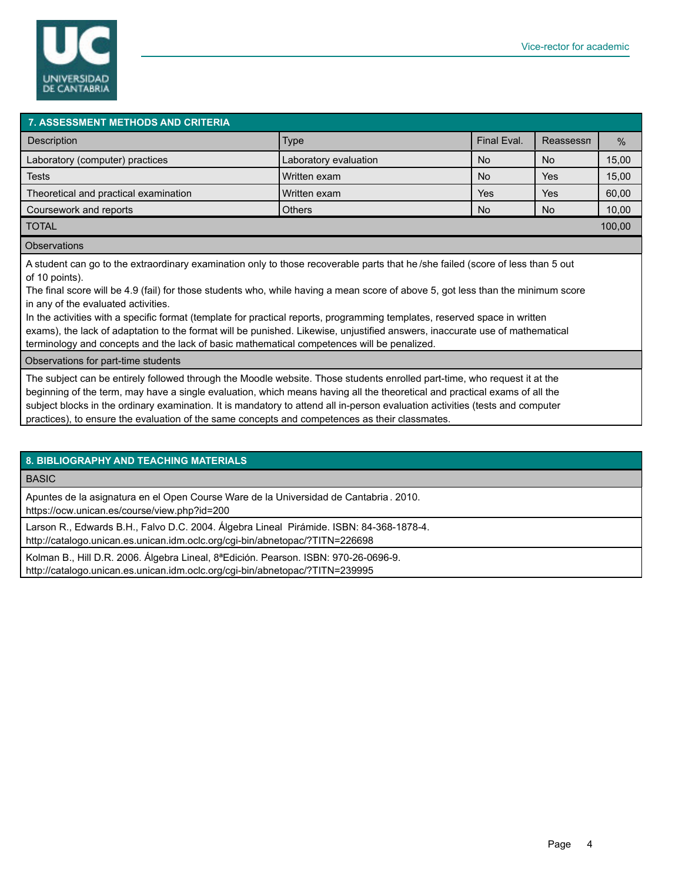## 7. ASSESSMENT METHODS AND CRITERIA

| Description | Type | Final Eval. | Reassessn | % |
|---|---|---|---|---|
| Laboratory (computer) practices | Laboratory evaluation | No | No | 15,00 |
| Tests | Written exam | No | Yes | 15,00 |
| Theoretical and practical examination | Written exam | Yes | Yes | 60,00 |
| Coursework and reports | Others | No | No | 10,00 |
| TOTAL | | | | 100,00 |

**Observations**

A student can go to the extraordinary examination only to those recoverable parts that he /she failed (score of less than 5 out of 10 points).
The final score will be 4.9 (fail) for those students who, while having a mean score of above 5, got less than the minimum score in any of the evaluated activities.
In the activities with a specific format (template for practical reports, programming templates, reserved space in written exams), the lack of adaptation to the format will be punished. Likewise, unjustified answers, inaccurate use of mathematical terminology and concepts and the lack of basic mathematical competences will be penalized.

**Observations for part-time students**

The subject can be entirely followed through the Moodle website. Those students enrolled part-time, who request it at the beginning of the term, may have a single evaluation, which means having all the theoretical and practical exams of all the subject blocks in the ordinary examination. It is mandatory to attend all in-person evaluation activities (tests and computer practices), to ensure the evaluation of the same concepts and competences as their classmates.

## 8. BIBLIOGRAPHY AND TEACHING MATERIALS

**BASIC**

Apuntes de la asignatura en el Open Course Ware de la Universidad de Cantabria . 2010.
https://ocw.unican.es/course/view.php?id=200

Larson R., Edwards B.H., Falvo D.C. 2004. Álgebra Lineal Pirámide. ISBN: 84-368-1878-4.
http://catalogo.unican.es.unican.idm.oclc.org/cgi-bin/abnetopac/?TITN=226698

Kolman B., Hill D.R. 2006. Álgebra Lineal, 8ªEdición. Pearson. ISBN: 970-26-0696-9.
http://catalogo.unican.es.unican.idm.oclc.org/cgi-bin/abnetopac/?TITN=239995